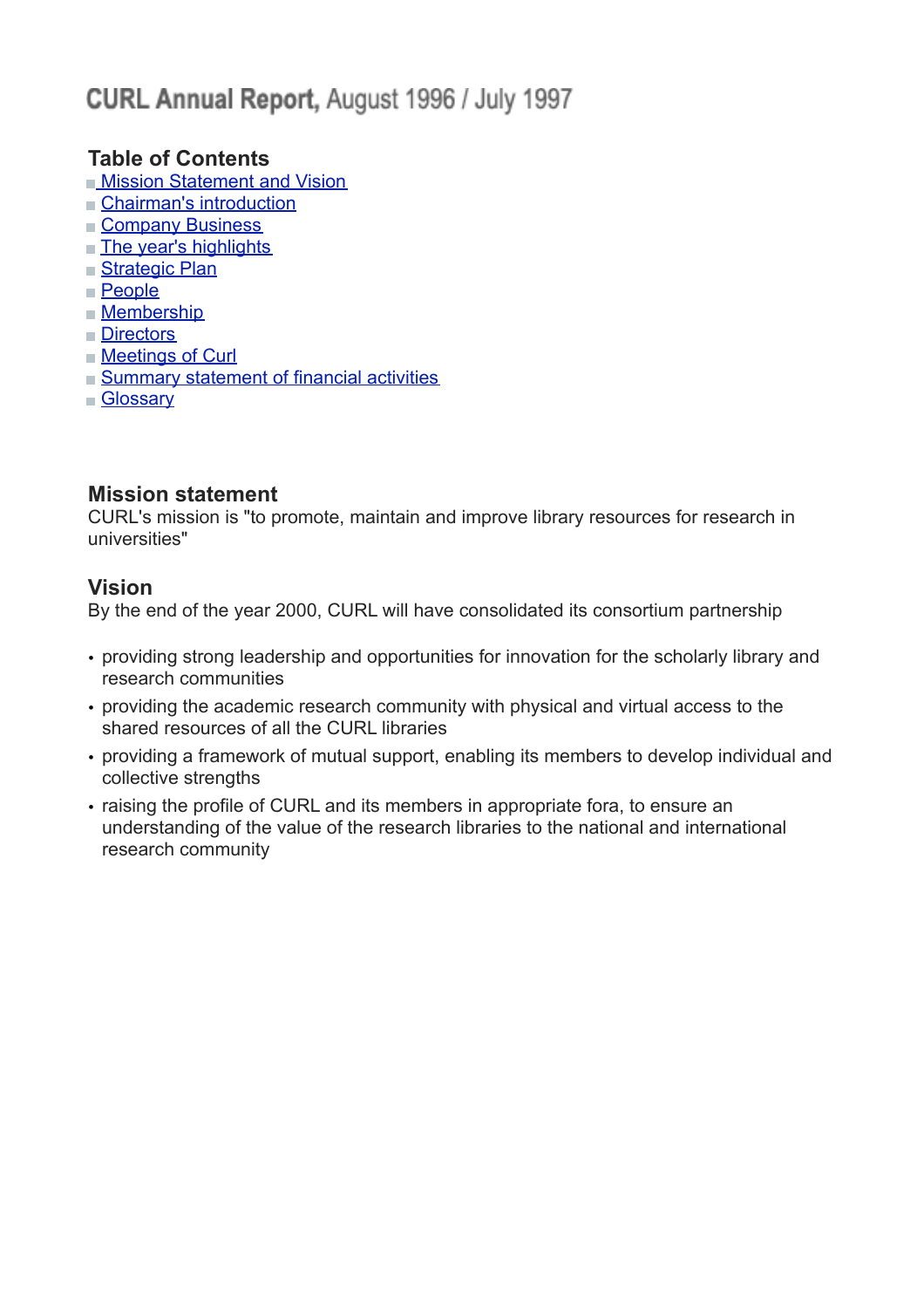# **CURL Annual Report,** August 1996 / July 1997

## Table of Contents

- Mission Statement and Vision
- Chairman's introduction
- Company Business
- The year's highlights
- Strategic Plan
- People
- Membership
- Directors
- Meetings of Curl
- Summary statement of financial activities
- Glossary

## Mission statement

CURL's mission is "to promote, maintain and improve library resources for research in universities"

## Vision

By the end of the year 2000, CURL will have consolidated its consortium partnership

- providing strong leadership and opportunities for innovation for the scholarly library and research communities
- providing the academic research community with physical and virtual access to the shared resources of all the CURL libraries
- providing a framework of mutual support, enabling its members to develop individual and collective strengths
- raising the profile of CURL and its members in appropriate fora, to ensure an understanding of the value of the research libraries to the national and international research community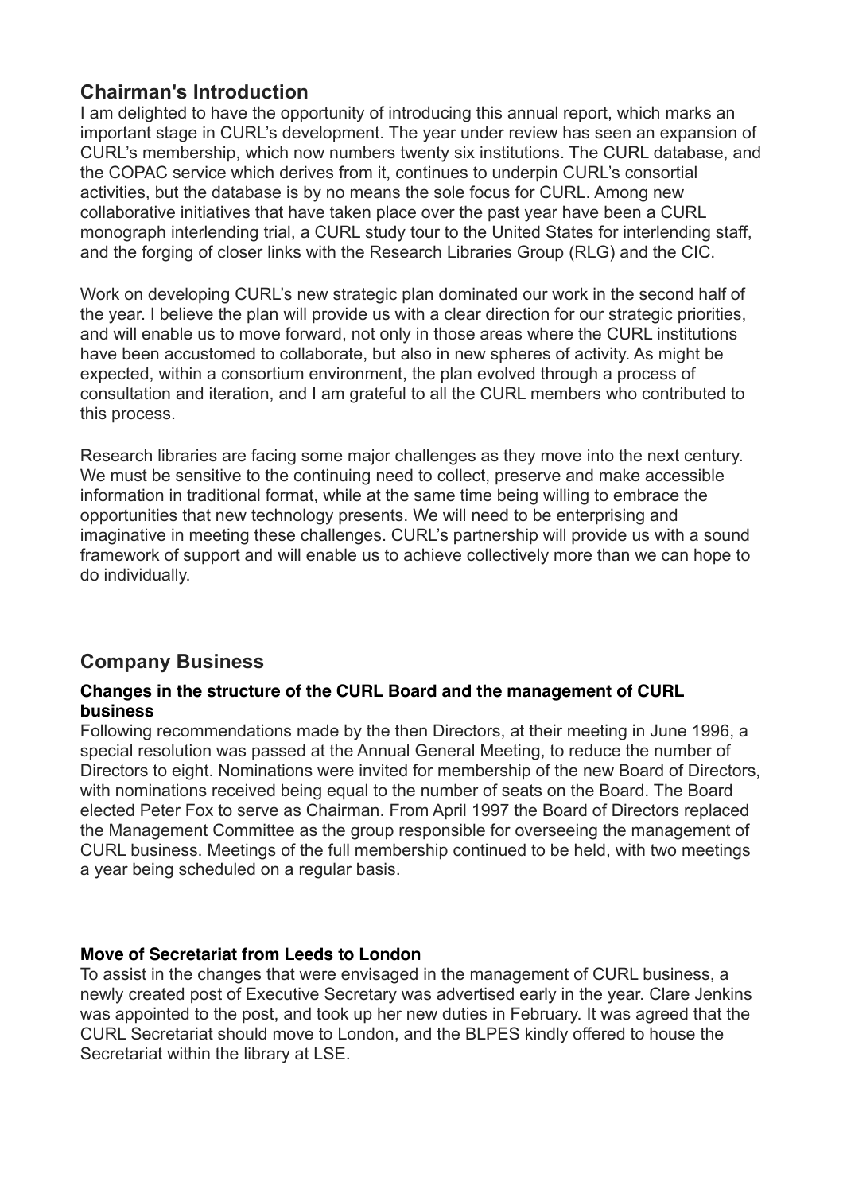## Chairman's Introduction

I am delighted to have the opportunity of introducing this annual report, which marks an important stage in CURL's development. The year under review has seen an expansion of CURL's membership, which now numbers twenty six institutions. The CURL database, and the COPAC service which derives from it, continues to underpin CURL's consortial activities, but the database is by no means the sole focus for CURL. Among new collaborative initiatives that have taken place over the past year have been a CURL monograph interlending trial, a CURL study tour to the United States for interlending staff, and the forging of closer links with the Research Libraries Group (RLG) and the CIC.

Work on developing CURL's new strategic plan dominated our work in the second half of the year. I believe the plan will provide us with a clear direction for our strategic priorities, and will enable us to move forward, not only in those areas where the CURL institutions have been accustomed to collaborate, but also in new spheres of activity. As might be expected, within a consortium environment, the plan evolved through a process of consultation and iteration, and I am grateful to all the CURL members who contributed to this process.

Research libraries are facing some major challenges as they move into the next century. We must be sensitive to the continuing need to collect, preserve and make accessible information in traditional format, while at the same time being willing to embrace the opportunities that new technology presents. We will need to be enterprising and imaginative in meeting these challenges. CURL's partnership will provide us with a sound framework of support and will enable us to achieve collectively more than we can hope to do individually.

## Company Business

### Changes in the structure of the CURL Board and the management of CURL business

Following recommendations made by the then Directors, at their meeting in June 1996, a special resolution was passed at the Annual General Meeting, to reduce the number of Directors to eight. Nominations were invited for membership of the new Board of Directors, with nominations received being equal to the number of seats on the Board. The Board elected Peter Fox to serve as Chairman. From April 1997 the Board of Directors replaced the Management Committee as the group responsible for overseeing the management of CURL business. Meetings of the full membership continued to be held, with two meetings a year being scheduled on a regular basis.

### Move of Secretariat from Leeds to London

To assist in the changes that were envisaged in the management of CURL business, a newly created post of Executive Secretary was advertised early in the year. Clare Jenkins was appointed to the post, and took up her new duties in February. It was agreed that the CURL Secretariat should move to London, and the BLPES kindly offered to house the Secretariat within the library at LSE.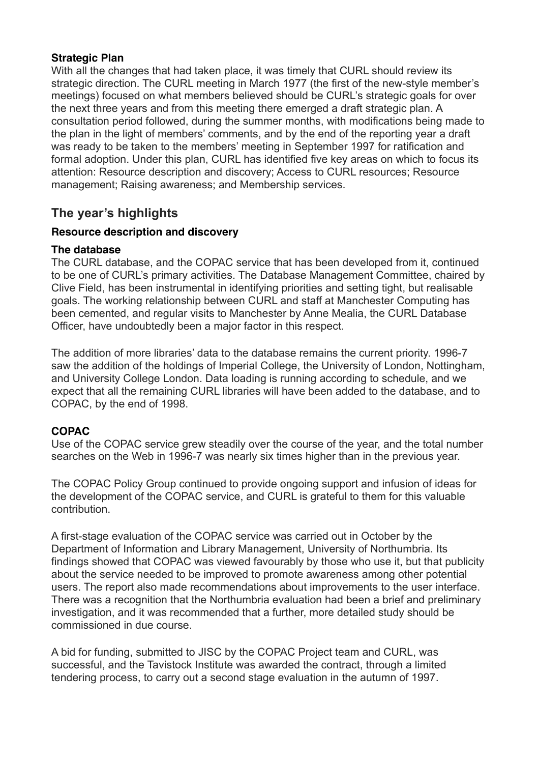**Strategic Plan**

With all the changes that had taken place, it was timely that CURL should review its strategic direction. The CURL meeting in March 1977 (the first of the new-style member's meetings) focused on what members believed should be CURL's strategic goals for over the next three years and from this meeting there emerged a draft strategic plan. A consultation period followed, during the summer months, with modifications being made to the plan in the light of members' comments, and by the end of the reporting year a draft was ready to be taken to the members' meeting in September 1997 for ratification and formal adoption. Under this plan, CURL has identified five key areas on which to focus its attention: Resource description and discovery; Access to CURL resources; Resource management; Raising awareness; and Membership services.

## The year's highlights

### Resource description and discovery

**The database**

The CURL database, and the COPAC service that has been developed from it, continued to be one of CURL's primary activities. The Database Management Committee, chaired by Clive Field, has been instrumental in identifying priorities and setting tight, but realisable goals. The working relationship between CURL and staff at Manchester Computing has been cemented, and regular visits to Manchester by Anne Mealia, the CURL Database Officer, have undoubtedly been a major factor in this respect.

The addition of more libraries' data to the database remains the current priority. 1996-7 saw the addition of the holdings of Imperial College, the University of London, Nottingham, and University College London. Data loading is running according to schedule, and we expect that all the remaining CURL libraries will have been added to the database, and to COPAC, by the end of 1998.

**COPAC**

Use of the COPAC service grew steadily over the course of the year, and the total number searches on the Web in 1996-7 was nearly six times higher than in the previous year.

The COPAC Policy Group continued to provide ongoing support and infusion of ideas for the development of the COPAC service, and CURL is grateful to them for this valuable contribution.

A first-stage evaluation of the COPAC service was carried out in October by the Department of Information and Library Management, University of Northumbria. Its findings showed that COPAC was viewed favourably by those who use it, but that publicity about the service needed to be improved to promote awareness among other potential users. The report also made recommendations about improvements to the user interface. There was a recognition that the Northumbria evaluation had been a brief and preliminary investigation, and it was recommended that a further, more detailed study should be commissioned in due course.

A bid for funding, submitted to JISC by the COPAC Project team and CURL, was successful, and the Tavistock Institute was awarded the contract, through a limited tendering process, to carry out a second stage evaluation in the autumn of 1997.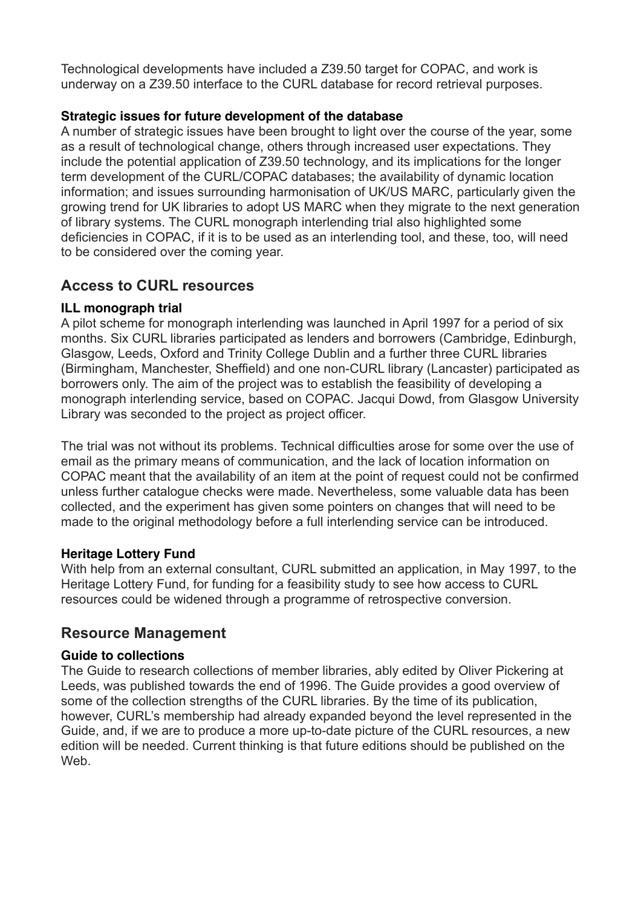Technological developments have included a Z39.50 target for COPAC, and work is underway on a Z39.50 interface to the CURL database for record retrieval purposes.

### Strategic issues for future development of the database

A number of strategic issues have been brought to light over the course of the year, some as a result of technological change, others through increased user expectations. They include the potential application of Z39.50 technology, and its implications for the longer term development of the CURL/COPAC databases; the availability of dynamic location information; and issues surrounding harmonisation of UK/US MARC, particularly given the growing trend for UK libraries to adopt US MARC when they migrate to the next generation of library systems. The CURL monograph interlending trial also highlighted some deficiencies in COPAC, if it is to be used as an interlending tool, and these, too, will need to be considered over the coming year.

## Access to CURL resources

### ILL monograph trial

A pilot scheme for monograph interlending was launched in April 1997 for a period of six months. Six CURL libraries participated as lenders and borrowers (Cambridge, Edinburgh, Glasgow, Leeds, Oxford and Trinity College Dublin and a further three CURL libraries (Birmingham, Manchester, Sheffield) and one non-CURL library (Lancaster) participated as borrowers only. The aim of the project was to establish the feasibility of developing a monograph interlending service, based on COPAC. Jacqui Dowd, from Glasgow University Library was seconded to the project as project officer.

The trial was not without its problems. Technical difficulties arose for some over the use of email as the primary means of communication, and the lack of location information on COPAC meant that the availability of an item at the point of request could not be confirmed unless further catalogue checks were made. Nevertheless, some valuable data has been collected, and the experiment has given some pointers on changes that will need to be made to the original methodology before a full interlending service can be introduced.

### Heritage Lottery Fund

With help from an external consultant, CURL submitted an application, in May 1997, to the Heritage Lottery Fund, for funding for a feasibility study to see how access to CURL resources could be widened through a programme of retrospective conversion.

## Resource Management

### Guide to collections

The Guide to research collections of member libraries, ably edited by Oliver Pickering at Leeds, was published towards the end of 1996. The Guide provides a good overview of some of the collection strengths of the CURL libraries. By the time of its publication, however, CURL's membership had already expanded beyond the level represented in the Guide, and, if we are to produce a more up-to-date picture of the CURL resources, a new edition will be needed. Current thinking is that future editions should be published on the Web.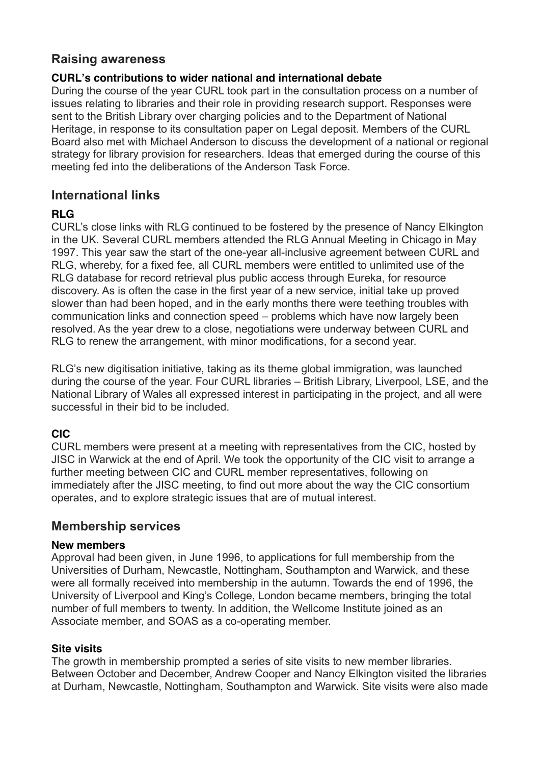## Raising awareness

### CURL's contributions to wider national and international debate

During the course of the year CURL took part in the consultation process on a number of issues relating to libraries and their role in providing research support. Responses were sent to the British Library over charging policies and to the Department of National Heritage, in response to its consultation paper on Legal deposit. Members of the CURL Board also met with Michael Anderson to discuss the development of a national or regional strategy for library provision for researchers. Ideas that emerged during the course of this meeting fed into the deliberations of the Anderson Task Force.

## International links

### RLG

CURL's close links with RLG continued to be fostered by the presence of Nancy Elkington in the UK. Several CURL members attended the RLG Annual Meeting in Chicago in May 1997. This year saw the start of the one-year all-inclusive agreement between CURL and RLG, whereby, for a fixed fee, all CURL members were entitled to unlimited use of the RLG database for record retrieval plus public access through Eureka, for resource discovery. As is often the case in the first year of a new service, initial take up proved slower than had been hoped, and in the early months there were teething troubles with communication links and connection speed – problems which have now largely been resolved. As the year drew to a close, negotiations were underway between CURL and RLG to renew the arrangement, with minor modifications, for a second year.

RLG's new digitisation initiative, taking as its theme global immigration, was launched during the course of the year. Four CURL libraries – British Library, Liverpool, LSE, and the National Library of Wales all expressed interest in participating in the project, and all were successful in their bid to be included.

### CIC

CURL members were present at a meeting with representatives from the CIC, hosted by JISC in Warwick at the end of April. We took the opportunity of the CIC visit to arrange a further meeting between CIC and CURL member representatives, following on immediately after the JISC meeting, to find out more about the way the CIC consortium operates, and to explore strategic issues that are of mutual interest.

## Membership services

### New members

Approval had been given, in June 1996, to applications for full membership from the Universities of Durham, Newcastle, Nottingham, Southampton and Warwick, and these were all formally received into membership in the autumn. Towards the end of 1996, the University of Liverpool and King's College, London became members, bringing the total number of full members to twenty. In addition, the Wellcome Institute joined as an Associate member, and SOAS as a co-operating member.

### Site visits

The growth in membership prompted a series of site visits to new member libraries. Between October and December, Andrew Cooper and Nancy Elkington visited the libraries at Durham, Newcastle, Nottingham, Southampton and Warwick. Site visits were also made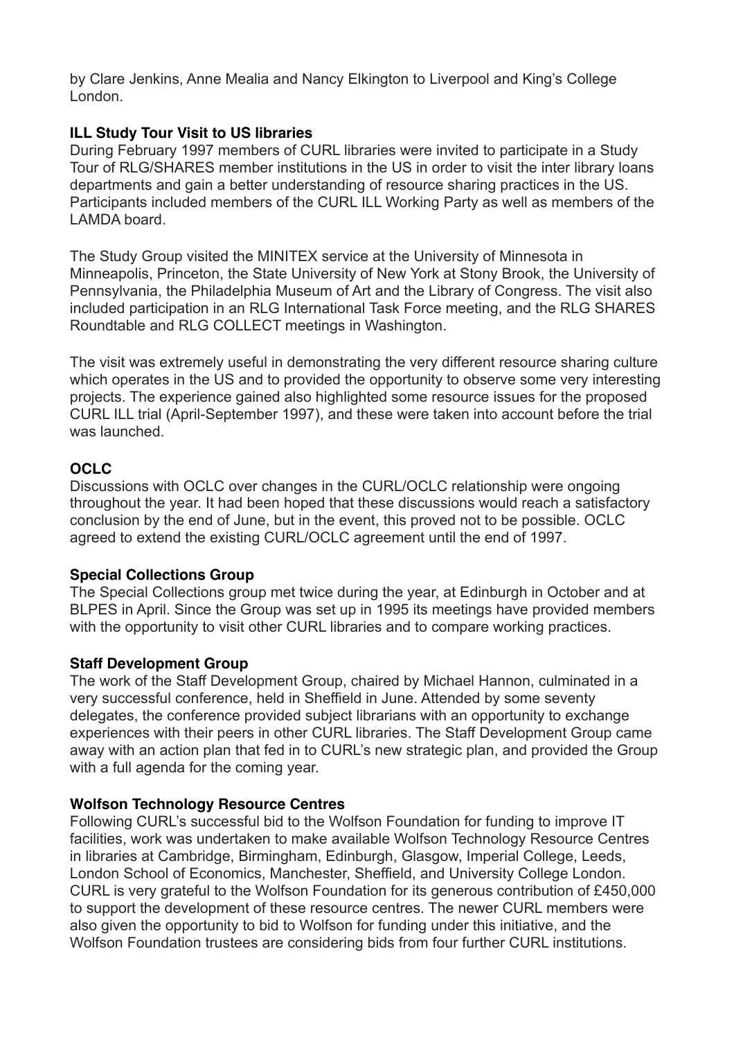by Clare Jenkins, Anne Mealia and Nancy Elkington to Liverpool and King's College London.

**ILL Study Tour Visit to US libraries**

During February 1997 members of CURL libraries were invited to participate in a Study Tour of RLG/SHARES member institutions in the US in order to visit the inter library loans departments and gain a better understanding of resource sharing practices in the US. Participants included members of the CURL ILL Working Party as well as members of the LAMDA board.

The Study Group visited the MINITEX service at the University of Minnesota in Minneapolis, Princeton, the State University of New York at Stony Brook, the University of Pennsylvania, the Philadelphia Museum of Art and the Library of Congress. The visit also included participation in an RLG International Task Force meeting, and the RLG SHARES Roundtable and RLG COLLECT meetings in Washington.

The visit was extremely useful in demonstrating the very different resource sharing culture which operates in the US and to provided the opportunity to observe some very interesting projects. The experience gained also highlighted some resource issues for the proposed CURL ILL trial (April-September 1997), and these were taken into account before the trial was launched.

**OCLC**

Discussions with OCLC over changes in the CURL/OCLC relationship were ongoing throughout the year. It had been hoped that these discussions would reach a satisfactory conclusion by the end of June, but in the event, this proved not to be possible. OCLC agreed to extend the existing CURL/OCLC agreement until the end of 1997.

**Special Collections Group**

The Special Collections group met twice during the year, at Edinburgh in October and at BLPES in April. Since the Group was set up in 1995 its meetings have provided members with the opportunity to visit other CURL libraries and to compare working practices.

**Staff Development Group**

The work of the Staff Development Group, chaired by Michael Hannon, culminated in a very successful conference, held in Sheffield in June. Attended by some seventy delegates, the conference provided subject librarians with an opportunity to exchange experiences with their peers in other CURL libraries. The Staff Development Group came away with an action plan that fed in to CURL's new strategic plan, and provided the Group with a full agenda for the coming year.

**Wolfson Technology Resource Centres**

Following CURL's successful bid to the Wolfson Foundation for funding to improve IT facilities, work was undertaken to make available Wolfson Technology Resource Centres in libraries at Cambridge, Birmingham, Edinburgh, Glasgow, Imperial College, Leeds, London School of Economics, Manchester, Sheffield, and University College London. CURL is very grateful to the Wolfson Foundation for its generous contribution of £450,000 to support the development of these resource centres. The newer CURL members were also given the opportunity to bid to Wolfson for funding under this initiative, and the Wolfson Foundation trustees are considering bids from four further CURL institutions.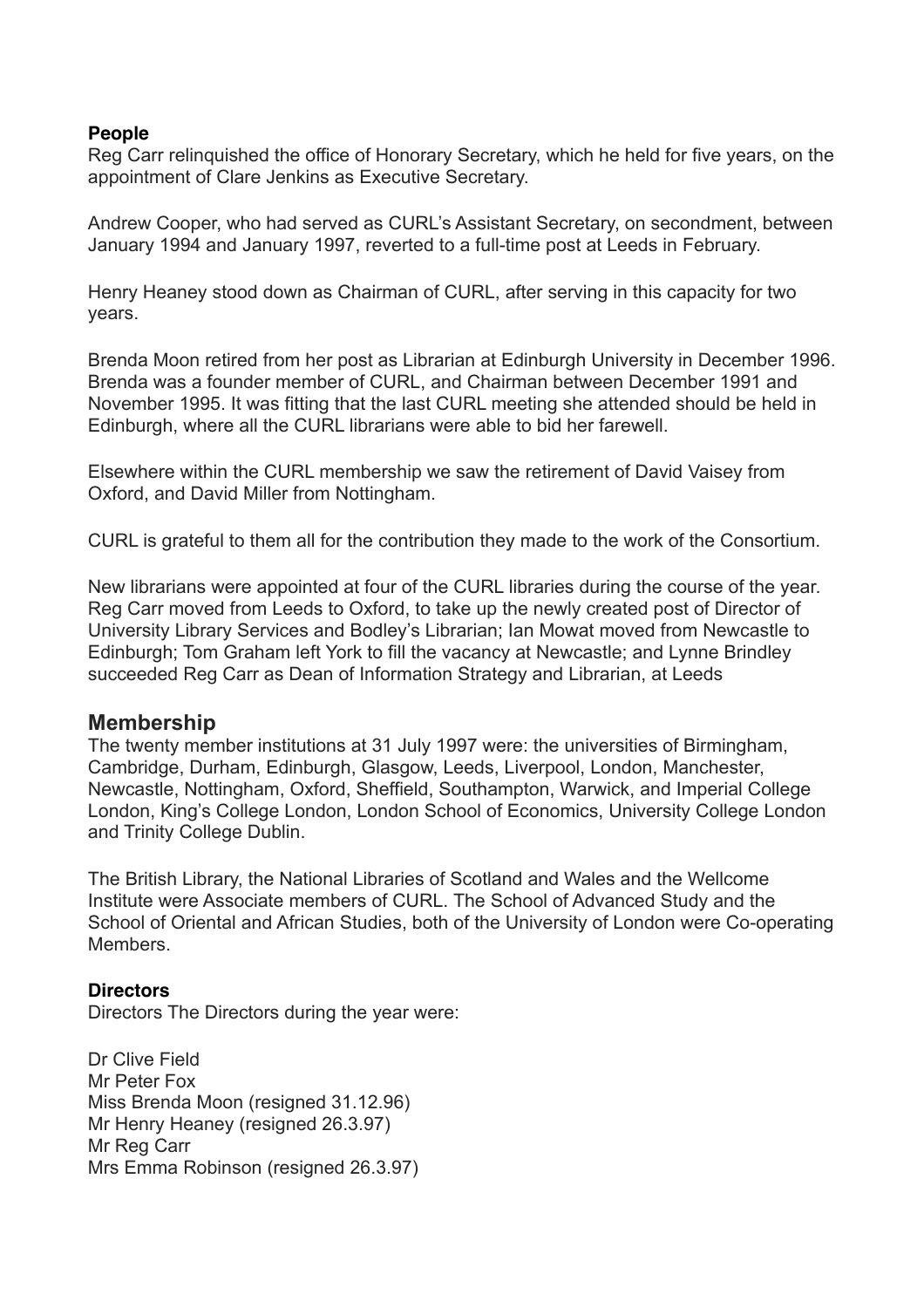**People**

Reg Carr relinquished the office of Honorary Secretary, which he held for five years, on the appointment of Clare Jenkins as Executive Secretary.

Andrew Cooper, who had served as CURL's Assistant Secretary, on secondment, between January 1994 and January 1997, reverted to a full-time post at Leeds in February.

Henry Heaney stood down as Chairman of CURL, after serving in this capacity for two years.

Brenda Moon retired from her post as Librarian at Edinburgh University in December 1996. Brenda was a founder member of CURL, and Chairman between December 1991 and November 1995. It was fitting that the last CURL meeting she attended should be held in Edinburgh, where all the CURL librarians were able to bid her farewell.

Elsewhere within the CURL membership we saw the retirement of David Vaisey from Oxford, and David Miller from Nottingham.

CURL is grateful to them all for the contribution they made to the work of the Consortium.

New librarians were appointed at four of the CURL libraries during the course of the year. Reg Carr moved from Leeds to Oxford, to take up the newly created post of Director of University Library Services and Bodley's Librarian; Ian Mowat moved from Newcastle to Edinburgh; Tom Graham left York to fill the vacancy at Newcastle; and Lynne Brindley succeeded Reg Carr as Dean of Information Strategy and Librarian, at Leeds

## Membership

The twenty member institutions at 31 July 1997 were: the universities of Birmingham, Cambridge, Durham, Edinburgh, Glasgow, Leeds, Liverpool, London, Manchester, Newcastle, Nottingham, Oxford, Sheffield, Southampton, Warwick, and Imperial College London, King's College London, London School of Economics, University College London and Trinity College Dublin.

The British Library, the National Libraries of Scotland and Wales and the Wellcome Institute were Associate members of CURL. The School of Advanced Study and the School of Oriental and African Studies, both of the University of London were Co-operating Members.

**Directors**

Directors The Directors during the year were:

Dr Clive Field
Mr Peter Fox
Miss Brenda Moon (resigned 31.12.96)
Mr Henry Heaney (resigned 26.3.97)
Mr Reg Carr
Mrs Emma Robinson (resigned 26.3.97)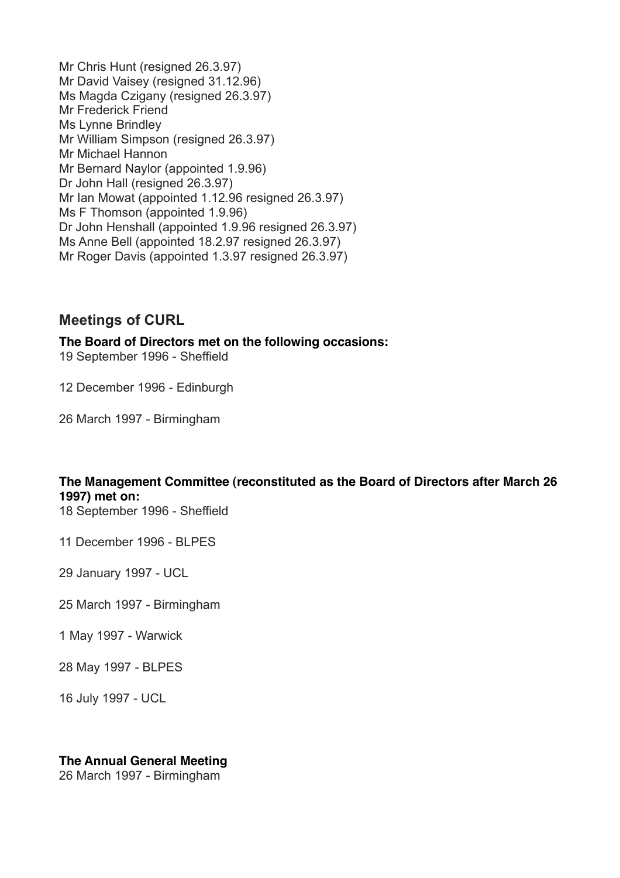Mr Chris Hunt (resigned 26.3.97)
Mr David Vaisey (resigned 31.12.96)
Ms Magda Czigany (resigned 26.3.97)
Mr Frederick Friend
Ms Lynne Brindley
Mr William Simpson (resigned 26.3.97)
Mr Michael Hannon
Mr Bernard Naylor (appointed 1.9.96)
Dr John Hall (resigned 26.3.97)
Mr Ian Mowat (appointed 1.12.96 resigned 26.3.97)
Ms F Thomson (appointed 1.9.96)
Dr John Henshall (appointed 1.9.96 resigned 26.3.97)
Ms Anne Bell (appointed 18.2.97 resigned 26.3.97)
Mr Roger Davis (appointed 1.3.97 resigned 26.3.97)

## Meetings of CURL

**The Board of Directors met on the following occasions:**

19 September 1996 - Sheffield

12 December 1996 - Edinburgh

26 March 1997 - Birmingham

**The Management Committee (reconstituted as the Board of Directors after March 26 1997) met on:**

18 September 1996 - Sheffield

11 December 1996 - BLPES

29 January 1997 - UCL

25 March 1997 - Birmingham

1 May 1997 - Warwick

28 May 1997 - BLPES

16 July 1997 - UCL

**The Annual General Meeting**

26 March 1997 - Birmingham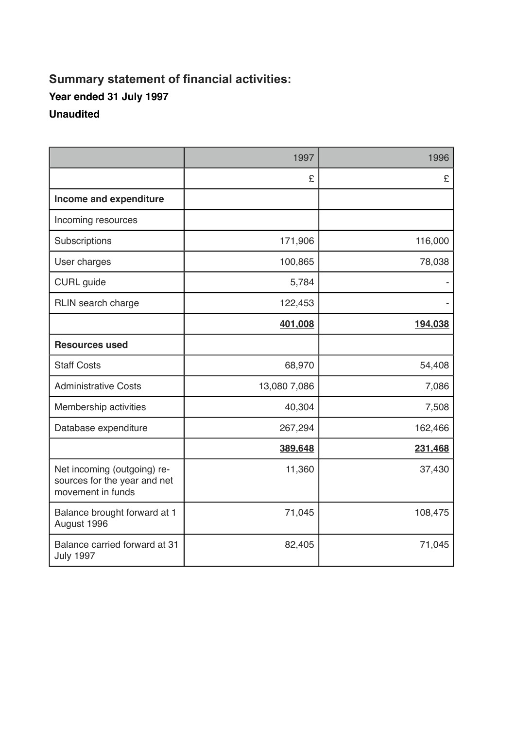## Summary statement of financial activities:

### Year ended 31 July 1997

### Unaudited

| | 1997 | 1996 |
|---|---:|---:|
| | £ | £ |
| **Income and expenditure** | | |
| Incoming resources | | |
| Subscriptions | 171,906 | 116,000 |
| User charges | 100,865 | 78,038 |
| CURL guide | 5,784 | - |
| RLIN search charge | 122,453 | - |
| | **401,008** | **194,038** |
| **Resources used** | | |
| Staff Costs | 68,970 | 54,408 |
| Administrative Costs | 13,080 7,086 | 7,086 |
| Membership activities | 40,304 | 7,508 |
| Database expenditure | 267,294 | 162,466 |
| | **389,648** | **231,468** |
| Net incoming (outgoing) resources for the year and net movement in funds | 11,360 | 37,430 |
| Balance brought forward at 1 August 1996 | 71,045 | 108,475 |
| Balance carried forward at 31 July 1997 | 82,405 | 71,045 |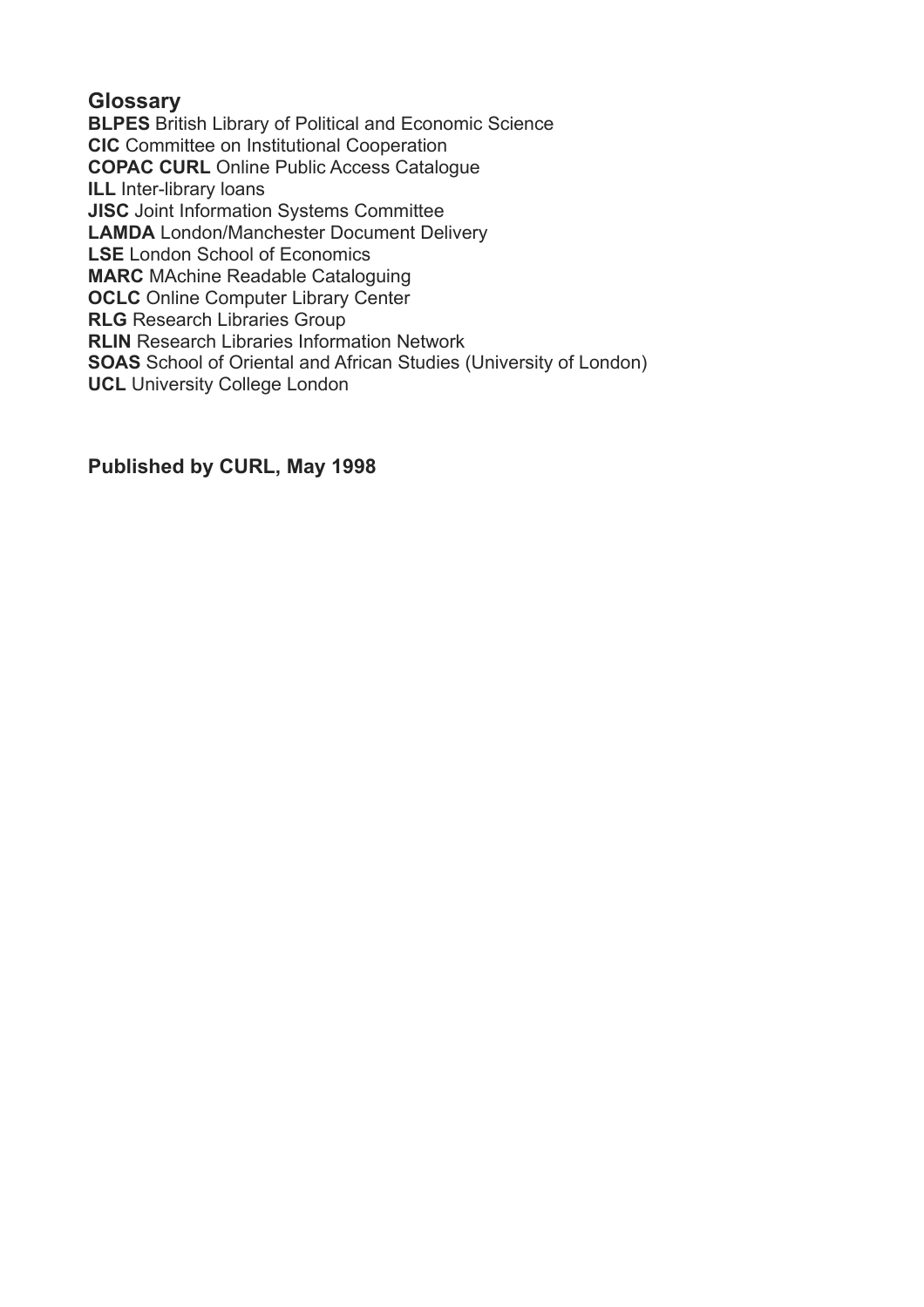## Glossary

**BLPES** British Library of Political and Economic Science
**CIC** Committee on Institutional Cooperation
**COPAC CURL** Online Public Access Catalogue
**ILL** Inter-library loans
**JISC** Joint Information Systems Committee
**LAMDA** London/Manchester Document Delivery
**LSE** London School of Economics
**MARC** MAchine Readable Cataloguing
**OCLC** Online Computer Library Center
**RLG** Research Libraries Group
**RLIN** Research Libraries Information Network
**SOAS** School of Oriental and African Studies (University of London)
**UCL** University College London

**Published by CURL, May 1998**